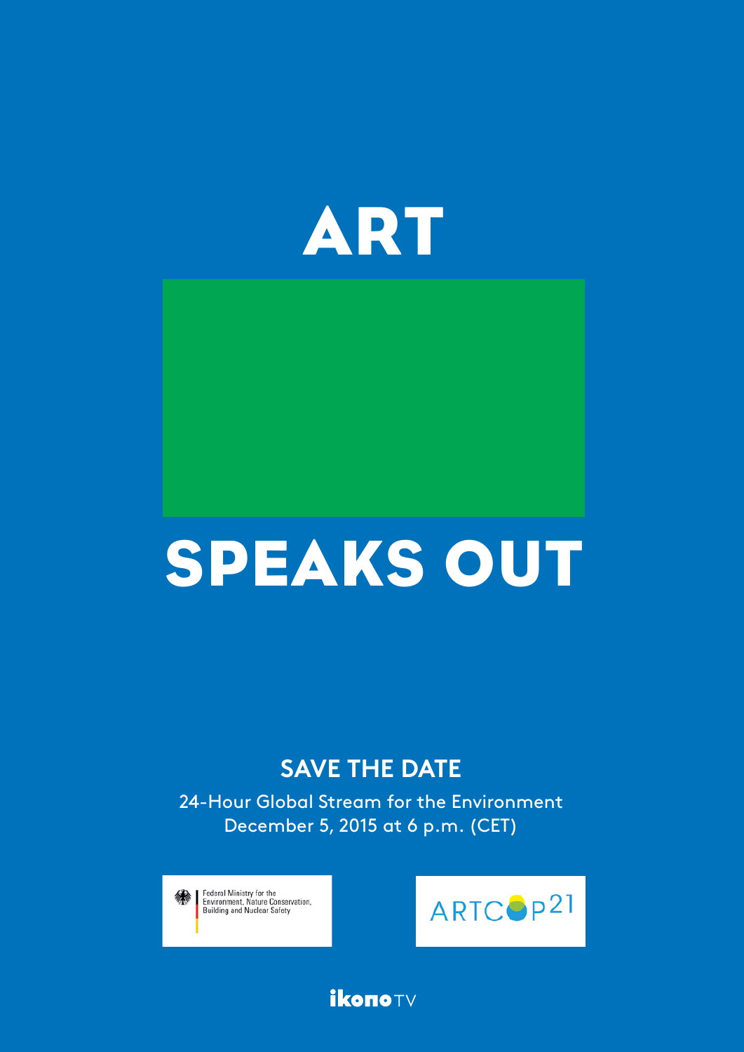# ART

# SPEAKS OUT

## SAVE THE DATE

24-Hour Global Stream for the Environment
December 5, 2015 at 6 p.m. (CET)

Federal Ministry for the Environment, Nature Conservation, Building and Nuclear Safety

ARTCOP21

ikonoTV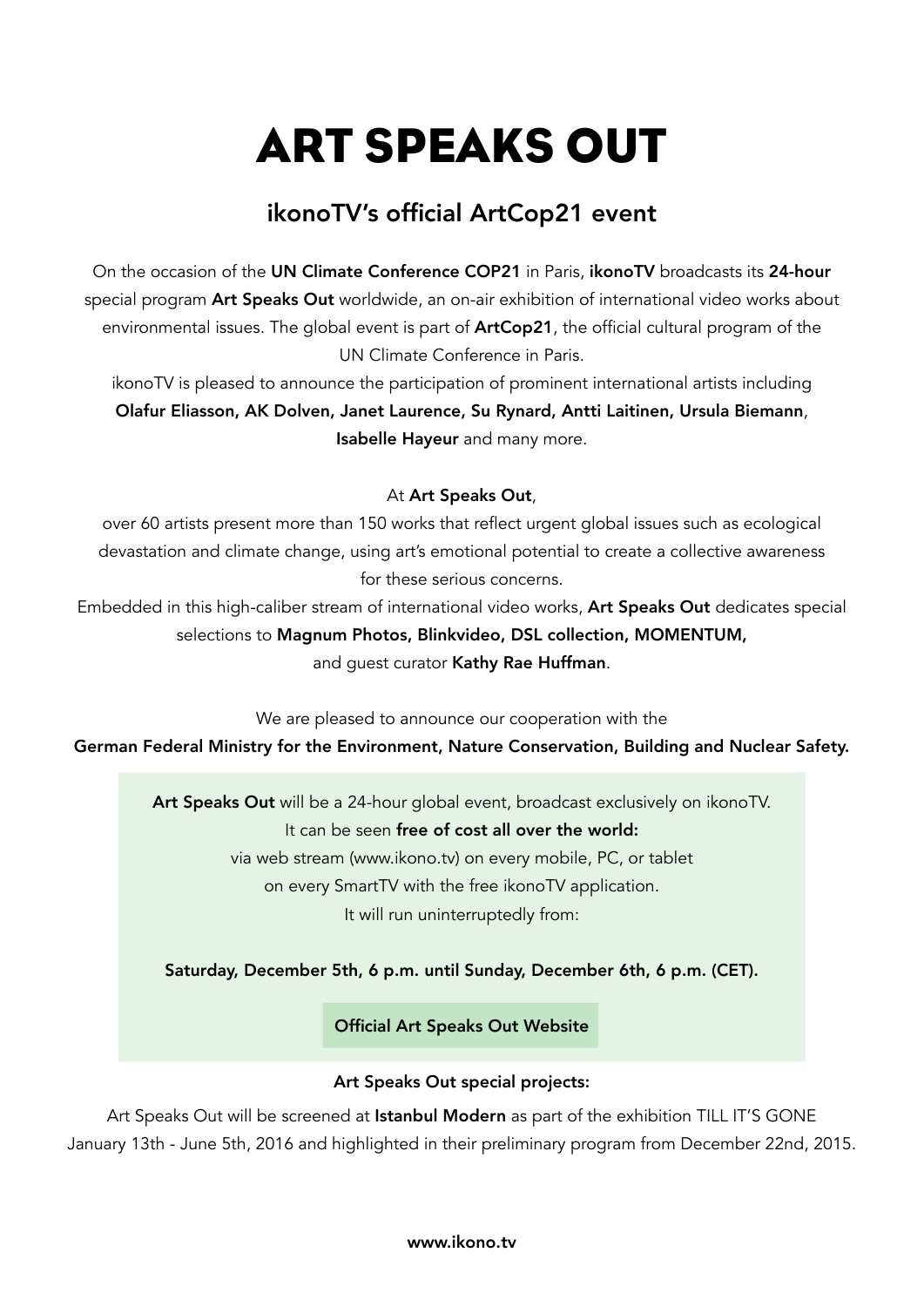# ART SPEAKS OUT

## ikonoTV's official ArtCop21 event

On the occasion of the **UN Climate Conference COP21** in Paris, **ikonoTV** broadcasts its **24-hour** special program **Art Speaks Out** worldwide, an on-air exhibition of international video works about environmental issues. The global event is part of **ArtCop21**, the official cultural program of the UN Climate Conference in Paris.
ikonoTV is pleased to announce the participation of prominent international artists including **Olafur Eliasson, AK Dolven, Janet Laurence, Su Rynard, Antti Laitinen, Ursula Biemann**, **Isabelle Hayeur** and many more.

At **Art Speaks Out**,
over 60 artists present more than 150 works that reflect urgent global issues such as ecological devastation and climate change, using art's emotional potential to create a collective awareness for these serious concerns.
Embedded in this high-caliber stream of international video works, **Art Speaks Out** dedicates special selections to **Magnum Photos, Blinkvideo, DSL collection, MOMENTUM,** and guest curator **Kathy Rae Huffman**.

We are pleased to announce our cooperation with the
**German Federal Ministry for the Environment, Nature Conservation, Building and Nuclear Safety.**

**Art Speaks Out** will be a 24-hour global event, broadcast exclusively on ikonoTV.
It can be seen **free of cost all over the world:**
via web stream (www.ikono.tv) on every mobile, PC, or tablet
on every SmartTV with the free ikonoTV application.
It will run uninterruptedly from:

**Saturday, December 5th, 6 p.m. until Sunday, December 6th, 6 p.m. (CET).**

**Official Art Speaks Out Website**

**Art Speaks Out special projects:**

Art Speaks Out will be screened at **Istanbul Modern** as part of the exhibition TILL IT'S GONE January 13th - June 5th, 2016 and highlighted in their preliminary program from December 22nd, 2015.

**www.ikono.tv**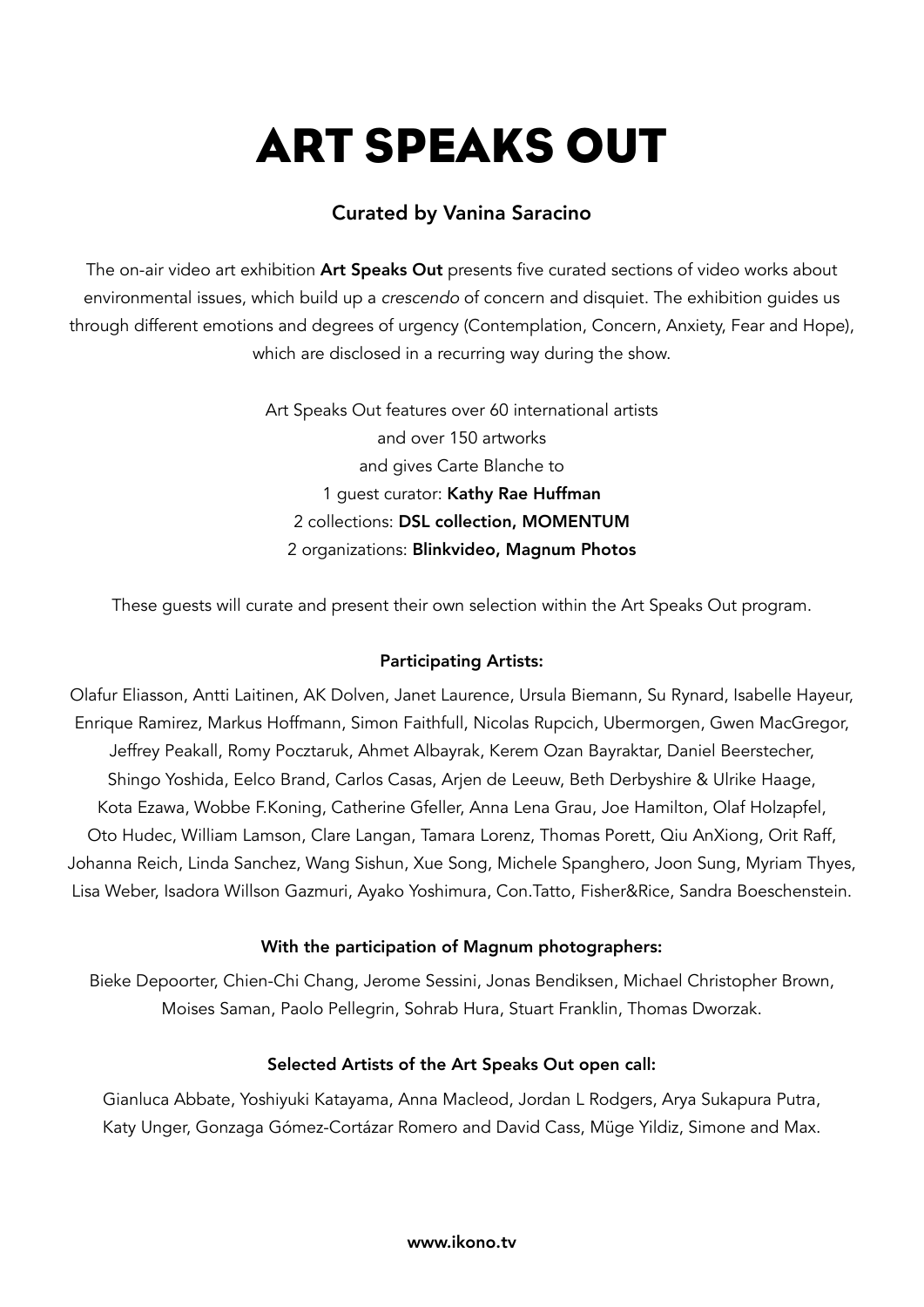# ART SPEAKS OUT

### Curated by Vanina Saracino

The on-air video art exhibition **Art Speaks Out** presents five curated sections of video works about environmental issues, which build up a *crescendo* of concern and disquiet. The exhibition guides us through different emotions and degrees of urgency (Contemplation, Concern, Anxiety, Fear and Hope), which are disclosed in a recurring way during the show.

Art Speaks Out features over 60 international artists
and over 150 artworks
and gives Carte Blanche to
1 guest curator: **Kathy Rae Huffman**
2 collections: **DSL collection, MOMENTUM**
2 organizations: **Blinkvideo, Magnum Photos**

These guests will curate and present their own selection within the Art Speaks Out program.

**Participating Artists:**

Olafur Eliasson, Antti Laitinen, AK Dolven, Janet Laurence, Ursula Biemann, Su Rynard, Isabelle Hayeur, Enrique Ramirez, Markus Hoffmann, Simon Faithfull, Nicolas Rupcich, Ubermorgen, Gwen MacGregor, Jeffrey Peakall, Romy Pocztaruk, Ahmet Albayrak, Kerem Ozan Bayraktar, Daniel Beerstecher, Shingo Yoshida, Eelco Brand, Carlos Casas, Arjen de Leeuw, Beth Derbyshire & Ulrike Haage, Kota Ezawa, Wobbe F.Koning, Catherine Gfeller, Anna Lena Grau, Joe Hamilton, Olaf Holzapfel, Oto Hudec, William Lamson, Clare Langan, Tamara Lorenz, Thomas Porett, Qiu AnXiong, Orit Raff, Johanna Reich, Linda Sanchez, Wang Sishun, Xue Song, Michele Spanghero, Joon Sung, Myriam Thyes, Lisa Weber, Isadora Willson Gazmuri, Ayako Yoshimura, Con.Tatto, Fisher&Rice, Sandra Boeschenstein.

**With the participation of Magnum photographers:**

Bieke Depoorter, Chien-Chi Chang, Jerome Sessini, Jonas Bendiksen, Michael Christopher Brown, Moises Saman, Paolo Pellegrin, Sohrab Hura, Stuart Franklin, Thomas Dworzak.

**Selected Artists of the Art Speaks Out open call:**

Gianluca Abbate, Yoshiyuki Katayama, Anna Macleod, Jordan L Rodgers, Arya Sukapura Putra, Katy Unger, Gonzaga Gómez-Cortázar Romero and David Cass, Müge Yildiz, Simone and Max.

**www.ikono.tv**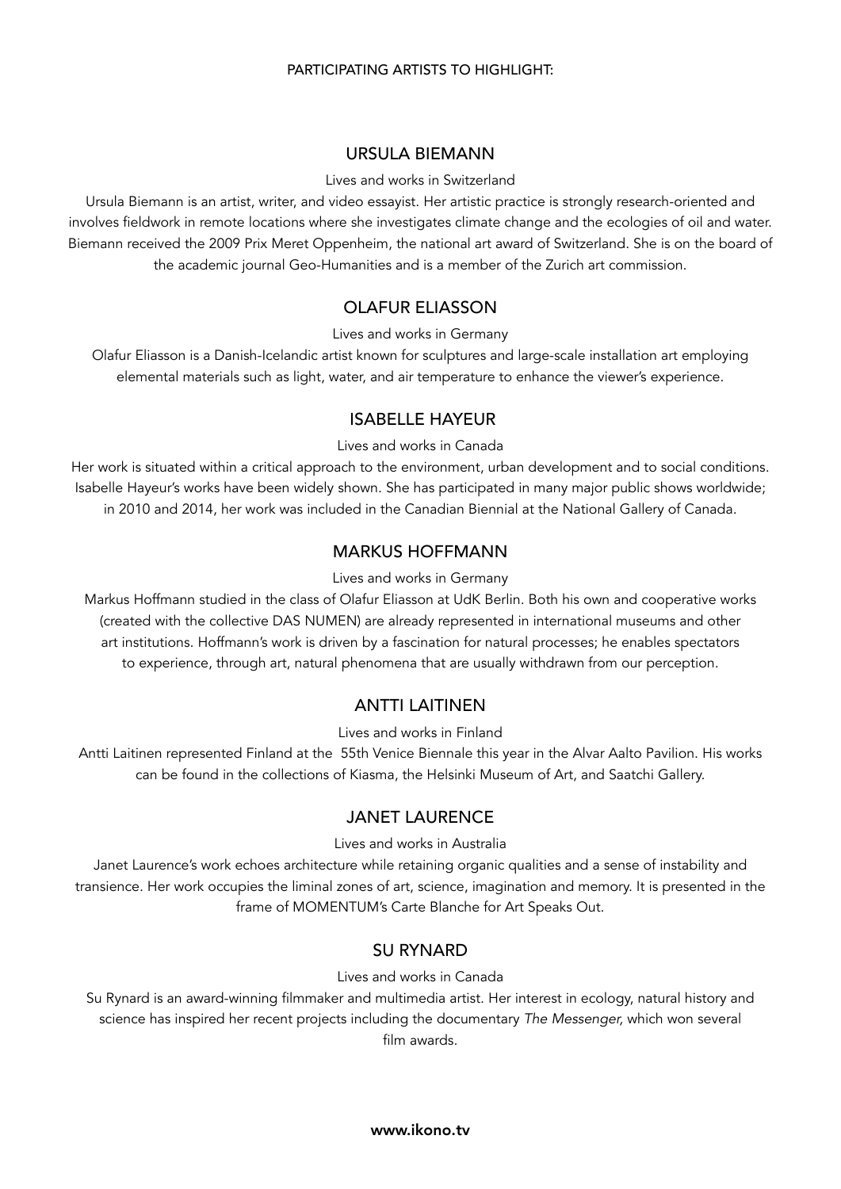PARTICIPATING ARTISTS TO HIGHLIGHT:

## URSULA BIEMANN

Lives and works in Switzerland

Ursula Biemann is an artist, writer, and video essayist. Her artistic practice is strongly research-oriented and involves fieldwork in remote locations where she investigates climate change and the ecologies of oil and water. Biemann received the 2009 Prix Meret Oppenheim, the national art award of Switzerland. She is on the board of the academic journal Geo-Humanities and is a member of the Zurich art commission.

## OLAFUR ELIASSON

Lives and works in Germany

Olafur Eliasson is a Danish-Icelandic artist known for sculptures and large-scale installation art employing elemental materials such as light, water, and air temperature to enhance the viewer's experience.

## ISABELLE HAYEUR

Lives and works in Canada

Her work is situated within a critical approach to the environment, urban development and to social conditions. Isabelle Hayeur's works have been widely shown. She has participated in many major public shows worldwide; in 2010 and 2014, her work was included in the Canadian Biennial at the National Gallery of Canada.

## MARKUS HOFFMANN

Lives and works in Germany

Markus Hoffmann studied in the class of Olafur Eliasson at UdK Berlin. Both his own and cooperative works (created with the collective DAS NUMEN) are already represented in international museums and other art institutions. Hoffmann's work is driven by a fascination for natural processes; he enables spectators to experience, through art, natural phenomena that are usually withdrawn from our perception.

## ANTTI LAITINEN

Lives and works in Finland

Antti Laitinen represented Finland at the 55th Venice Biennale this year in the Alvar Aalto Pavilion. His works can be found in the collections of Kiasma, the Helsinki Museum of Art, and Saatchi Gallery.

## JANET LAURENCE

Lives and works in Australia

Janet Laurence's work echoes architecture while retaining organic qualities and a sense of instability and transience. Her work occupies the liminal zones of art, science, imagination and memory. It is presented in the frame of MOMENTUM's Carte Blanche for Art Speaks Out.

## SU RYNARD

Lives and works in Canada

Su Rynard is an award-winning filmmaker and multimedia artist. Her interest in ecology, natural history and science has inspired her recent projects including the documentary *The Messenger,* which won several film awards.

**www.ikono.tv**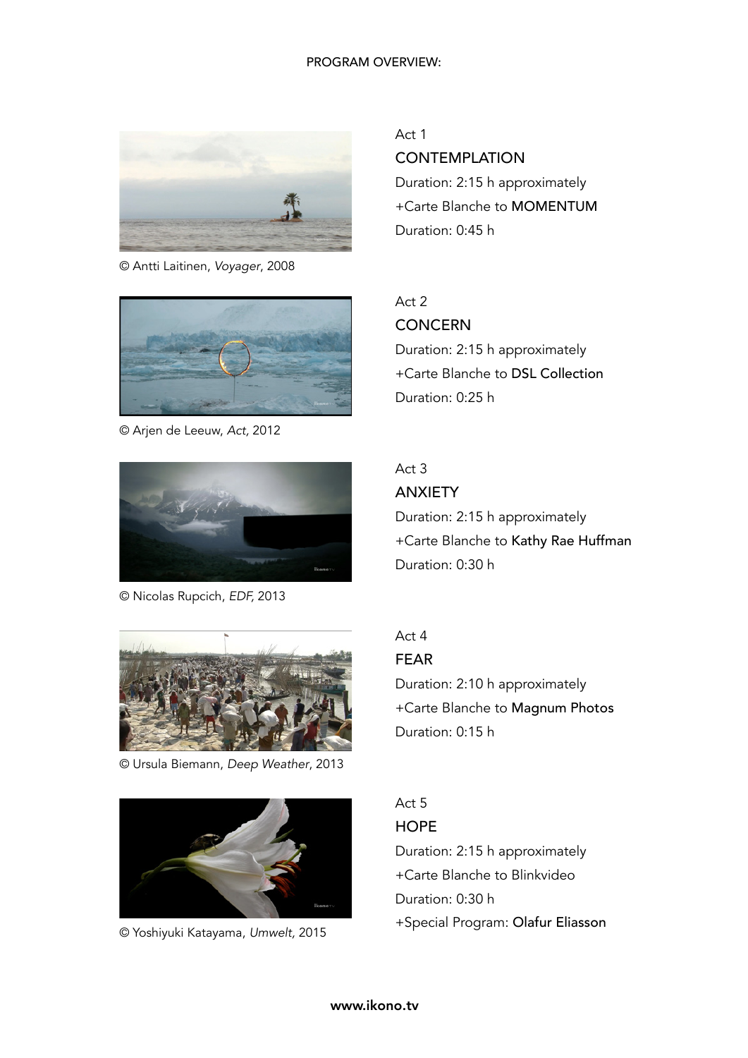PROGRAM OVERVIEW:

© Antti Laitinen, *Voyager*, 2008

Act 1

CONTEMPLATION

Duration: 2:15 h approximately

+Carte Blanche to MOMENTUM

Duration: 0:45 h

© Arjen de Leeuw, *Act*, 2012

Act 2

CONCERN

Duration: 2:15 h approximately

+Carte Blanche to DSL Collection

Duration: 0:25 h

© Nicolas Rupcich, *EDF*, 2013

Act 3

ANXIETY

Duration: 2:15 h approximately

+Carte Blanche to Kathy Rae Huffman

Duration: 0:30 h

© Ursula Biemann, *Deep Weather*, 2013

Act 4

FEAR

Duration: 2:10 h approximately

+Carte Blanche to Magnum Photos

Duration: 0:15 h

© Yoshiyuki Katayama, *Umwelt*, 2015

Act 5

HOPE

Duration: 2:15 h approximately

+Carte Blanche to Blinkvideo

Duration: 0:30 h

+Special Program: Olafur Eliasson

**www.ikono.tv**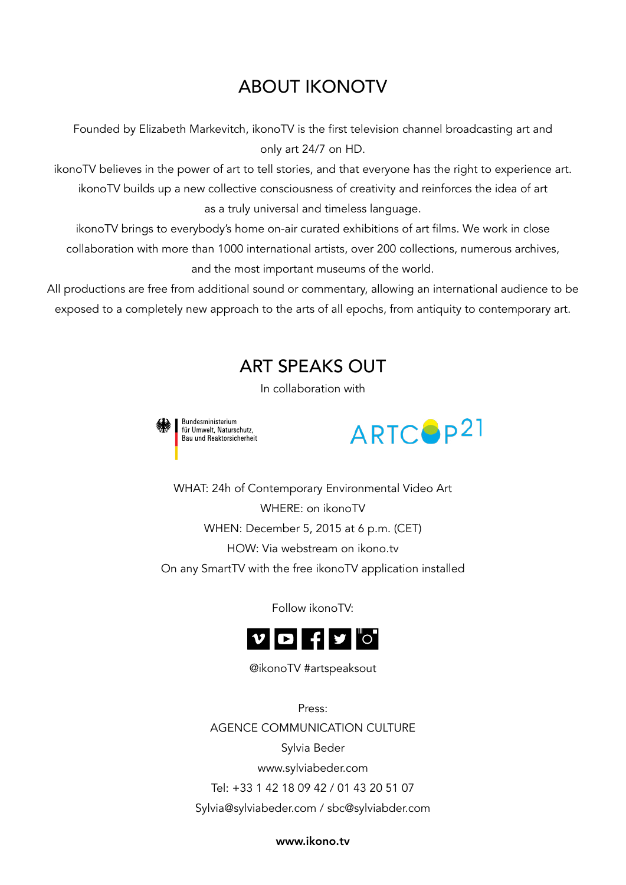# ABOUT IKONOTV

Founded by Elizabeth Markevitch, ikonoTV is the first television channel broadcasting art and only art 24/7 on HD.

ikonoTV believes in the power of art to tell stories, and that everyone has the right to experience art.

ikonoTV builds up a new collective consciousness of creativity and reinforces the idea of art as a truly universal and timeless language.

ikonoTV brings to everybody's home on-air curated exhibitions of art films. We work in close collaboration with more than 1000 international artists, over 200 collections, numerous archives, and the most important museums of the world.

All productions are free from additional sound or commentary, allowing an international audience to be exposed to a completely new approach to the arts of all epochs, from antiquity to contemporary art.

# ART SPEAKS OUT

In collaboration with

Bundesministerium für Umwelt, Naturschutz, Bau und Reaktorsicherheit

ARTCOP21

WHAT: 24h of Contemporary Environmental Video Art

WHERE: on ikonoTV

WHEN: December 5, 2015 at 6 p.m. (CET)

HOW: Via webstream on ikono.tv

On any SmartTV with the free ikonoTV application installed

Follow ikonoTV:

@ikonoTV #artspeaksout

Press:

AGENCE COMMUNICATION CULTURE

Sylvia Beder

www.sylviabeder.com

Tel: +33 1 42 18 09 42 / 01 43 20 51 07

Sylvia@sylviabeder.com / sbc@sylviabder.com

**www.ikono.tv**